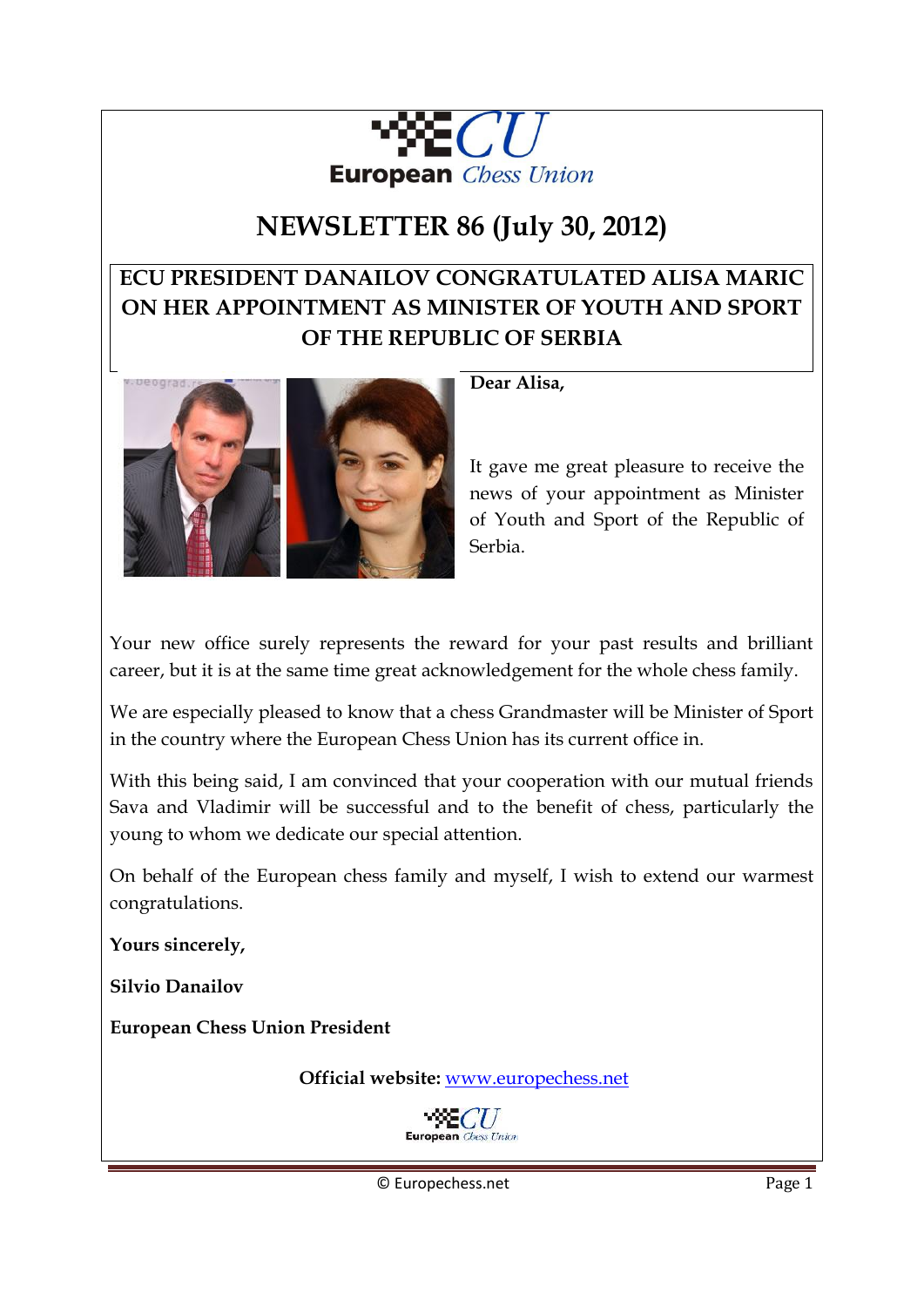European Chess Union

# NEWSLETTER 86 (July 30, 2012)

## ECU PRESIDENT DANAILOV CONGRATULATED ALISA MARIC ON HER APPOINTMENT AS MINISTER OF YOUTH AND SPORT OF THE REPUBLIC OF SERBIA

**Dear Alisa,**

It gave me great pleasure to receive the news of your appointment as Minister of Youth and Sport of the Republic of Serbia.

Your new office surely represents the reward for your past results and brilliant career, but it is at the same time great acknowledgement for the whole chess family.

We are especially pleased to know that a chess Grandmaster will be Minister of Sport in the country where the European Chess Union has its current office in.

With this being said, I am convinced that your cooperation with our mutual friends Sava and Vladimir will be successful and to the benefit of chess, particularly the young to whom we dedicate our special attention.

On behalf of the European chess family and myself, I wish to extend our warmest congratulations.

**Yours sincerely,**

**Silvio Danailov**

**European Chess Union President**

**Official website:** [www.europechess.net](www.europechess.net)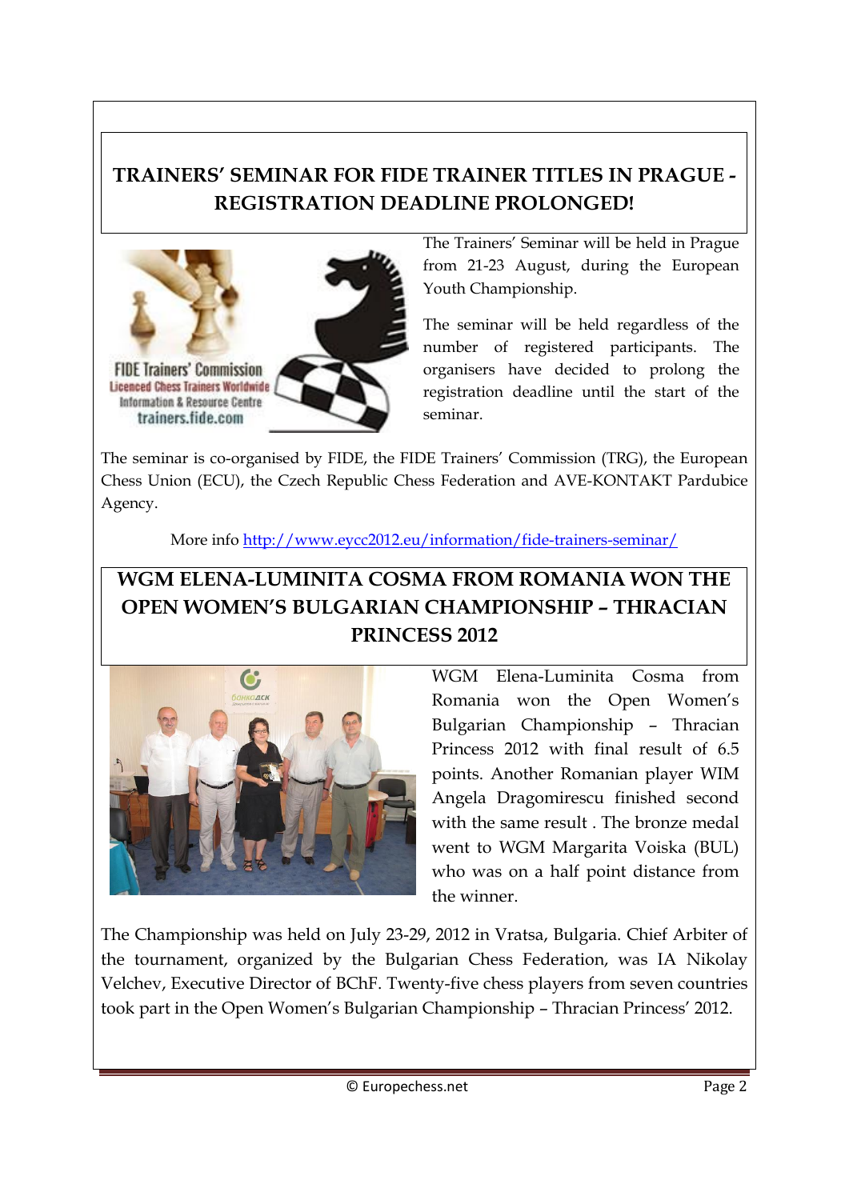## TRAINERS' SEMINAR FOR FIDE TRAINER TITLES IN PRAGUE - REGISTRATION DEADLINE PROLONGED!

The Trainers' Seminar will be held in Prague from 21-23 August, during the European Youth Championship.

The seminar will be held regardless of the number of registered participants. The organisers have decided to prolong the registration deadline until the start of the seminar.

The seminar is co-organised by FIDE, the FIDE Trainers' Commission (TRG), the European Chess Union (ECU), the Czech Republic Chess Federation and AVE-KONTAKT Pardubice Agency.

More info [http://www.eycc2012.eu/information/fide-trainers-seminar/](http://www.eycc2012.eu/information/fide-trainers-seminar/)

## WGM ELENA-LUMINITA COSMA FROM ROMANIA WON THE OPEN WOMEN'S BULGARIAN CHAMPIONSHIP – THRACIAN PRINCESS 2012

WGM Elena-Luminita Cosma from Romania won the Open Women's Bulgarian Championship – Thracian Princess 2012 with final result of 6.5 points. Another Romanian player WIM Angela Dragomirescu finished second with the same result . The bronze medal went to WGM Margarita Voiska (BUL) who was on a half point distance from the winner.

The Championship was held on July 23-29, 2012 in Vratsa, Bulgaria. Chief Arbiter of the tournament, organized by the Bulgarian Chess Federation, was IA Nikolay Velchev, Executive Director of BChF. Twenty-five chess players from seven countries took part in the Open Women's Bulgarian Championship – Thracian Princess' 2012.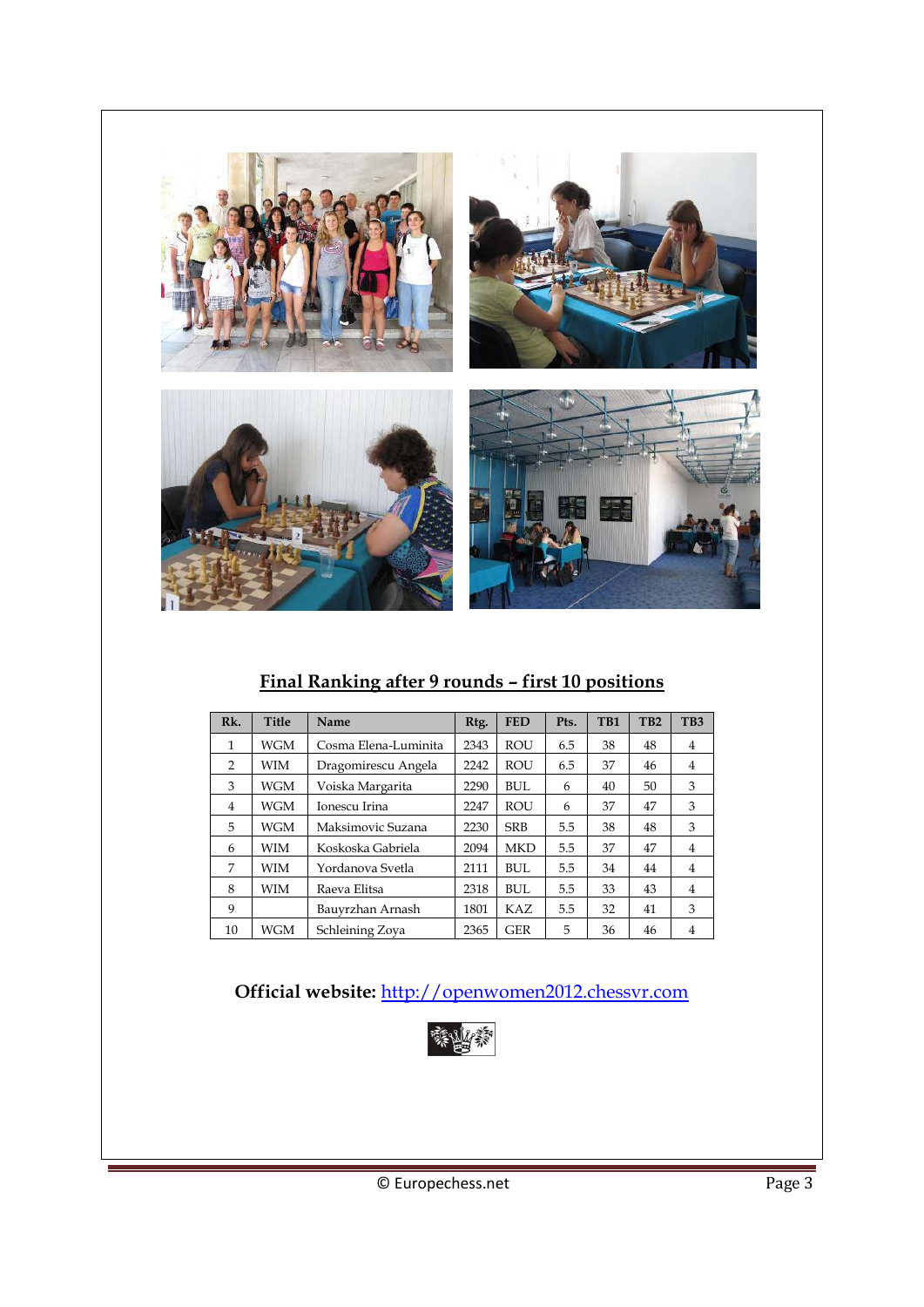## Final Ranking after 9 rounds – first 10 positions

| Rk. | Title | Name | Rtg. | FED | Pts. | TB1 | TB2 | TB3 |
|---|---|---|---|---|---|---|---|---|
| 1 | WGM | Cosma Elena-Luminita | 2343 | ROU | 6.5 | 38 | 48 | 4 |
| 2 | WIM | Dragomirescu Angela | 2242 | ROU | 6.5 | 37 | 46 | 4 |
| 3 | WGM | Voiska Margarita | 2290 | BUL | 6 | 40 | 50 | 3 |
| 4 | WGM | Ionescu Irina | 2247 | ROU | 6 | 37 | 47 | 3 |
| 5 | WGM | Maksimovic Suzana | 2230 | SRB | 5.5 | 38 | 48 | 3 |
| 6 | WIM | Koskoska Gabriela | 2094 | MKD | 5.5 | 37 | 47 | 4 |
| 7 | WIM | Yordanova Svetla | 2111 | BUL | 5.5 | 34 | 44 | 4 |
| 8 | WIM | Raeva Elitsa | 2318 | BUL | 5.5 | 33 | 43 | 4 |
| 9 | | Bauyrzhan Arnash | 1801 | KAZ | 5.5 | 32 | 41 | 3 |
| 10 | WGM | Schleining Zoya | 2365 | GER | 5 | 36 | 46 | 4 |

**Official website:** http://openwomen2012.chessvr.com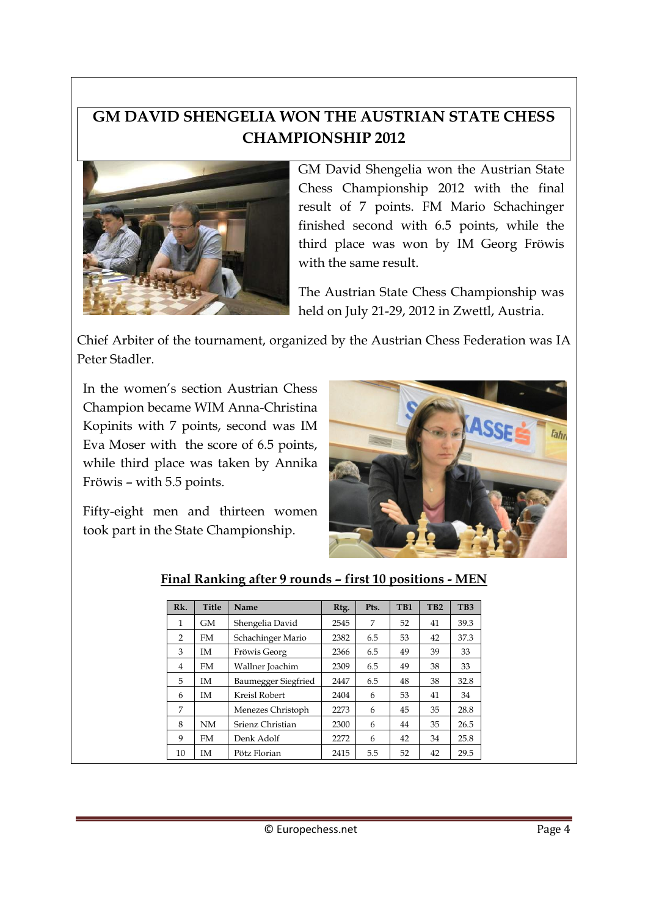# GM DAVID SHENGELIA WON THE AUSTRIAN STATE CHESS CHAMPIONSHIP 2012

GM David Shengelia won the Austrian State Chess Championship 2012 with the final result of 7 points. FM Mario Schachinger finished second with 6.5 points, while the third place was won by IM Georg Fröwis with the same result.

The Austrian State Chess Championship was held on July 21-29, 2012 in Zwettl, Austria.

Chief Arbiter of the tournament, organized by the Austrian Chess Federation was IA Peter Stadler.

In the women's section Austrian Chess Champion became WIM Anna-Christina Kopinits with 7 points, second was IM Eva Moser with the score of 6.5 points, while third place was taken by Annika Fröwis – with 5.5 points.

Fifty-eight men and thirteen women took part in the State Championship.

**Final Ranking after 9 rounds – first 10 positions - MEN**

| Rk. | Title | Name | Rtg. | Pts. | TB1 | TB2 | TB3 |
|---|---|---|---|---|---|---|---|
| 1 | GM | Shengelia David | 2545 | 7 | 52 | 41 | 39.3 |
| 2 | FM | Schachinger Mario | 2382 | 6.5 | 53 | 42 | 37.3 |
| 3 | IM | Fröwis Georg | 2366 | 6.5 | 49 | 39 | 33 |
| 4 | FM | Wallner Joachim | 2309 | 6.5 | 49 | 38 | 33 |
| 5 | IM | Baumegger Siegfried | 2447 | 6.5 | 48 | 38 | 32.8 |
| 6 | IM | Kreisl Robert | 2404 | 6 | 53 | 41 | 34 |
| 7 | | Menezes Christoph | 2273 | 6 | 45 | 35 | 28.8 |
| 8 | NM | Srienz Christian | 2300 | 6 | 44 | 35 | 26.5 |
| 9 | FM | Denk Adolf | 2272 | 6 | 42 | 34 | 25.8 |
| 10 | IM | Pötz Florian | 2415 | 5.5 | 52 | 42 | 29.5 |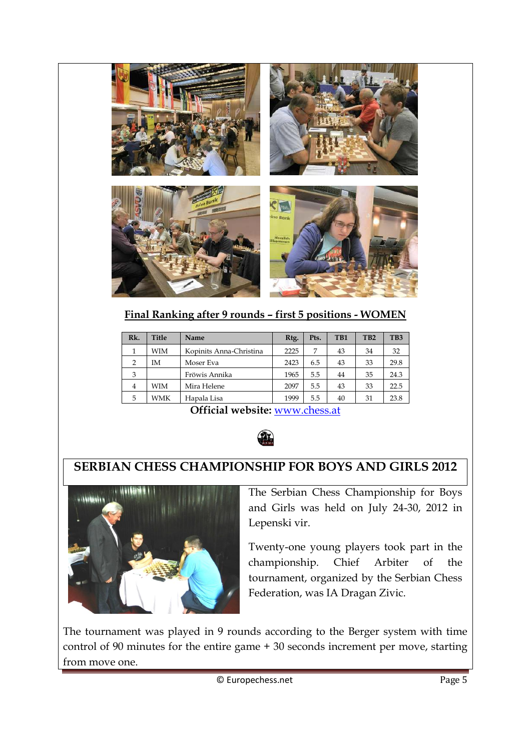**Final Ranking after 9 rounds – first 5 positions - WOMEN**

| Rk. | Title | Name | Rtg. | Pts. | TB1 | TB2 | TB3 |
|---|---|---|---|---|---|---|---|
| 1 | WIM | Kopinits Anna-Christina | 2225 | 7 | 43 | 34 | 32 |
| 2 | IM | Moser Eva | 2423 | 6.5 | 43 | 33 | 29.8 |
| 3 | | Fröwis Annika | 1965 | 5.5 | 44 | 35 | 24.3 |
| 4 | WIM | Mira Helene | 2097 | 5.5 | 43 | 33 | 22.5 |
| 5 | WMK | Hapala Lisa | 1999 | 5.5 | 40 | 31 | 23.8 |

**Official website:** www.chess.at

## SERBIAN CHESS CHAMPIONSHIP FOR BOYS AND GIRLS 2012

The Serbian Chess Championship for Boys and Girls was held on July 24-30, 2012 in Lepenski vir.

Twenty-one young players took part in the championship. Chief Arbiter of the tournament, organized by the Serbian Chess Federation, was IA Dragan Zivic.

The tournament was played in 9 rounds according to the Berger system with time control of 90 minutes for the entire game + 30 seconds increment per move, starting from move one.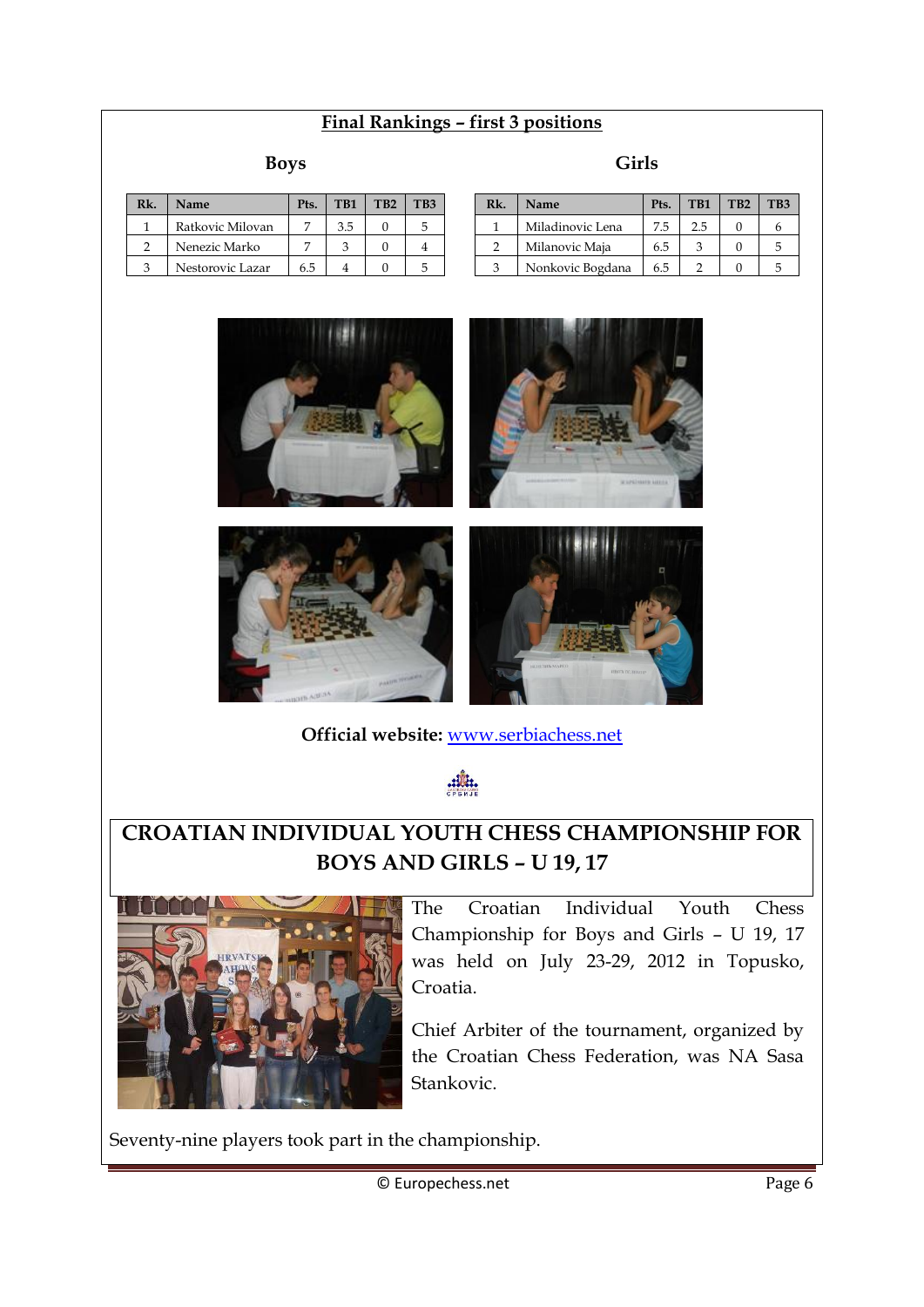## Final Rankings – first 3 positions

**Boys**

| Rk. | Name | Pts. | TB1 | TB2 | TB3 |
|---|---|---|---|---|---|
| 1 | Ratkovic Milovan | 7 | 3.5 | 0 | 5 |
| 2 | Nenezic Marko | 7 | 3 | 0 | 4 |
| 3 | Nestorovic Lazar | 6.5 | 4 | 0 | 5 |

**Girls**

| Rk. | Name | Pts. | TB1 | TB2 | TB3 |
|---|---|---|---|---|---|
| 1 | Miladinovic Lena | 7.5 | 2.5 | 0 | 6 |
| 2 | Milanovic Maja | 6.5 | 3 | 0 | 5 |
| 3 | Nonkovic Bogdana | 6.5 | 2 | 0 | 5 |

**Official website:** www.serbiachess.net

## CROATIAN INDIVIDUAL YOUTH CHESS CHAMPIONSHIP FOR BOYS AND GIRLS – U 19, 17

The Croatian Individual Youth Chess Championship for Boys and Girls – U 19, 17 was held on July 23-29, 2012 in Topusko, Croatia.

Chief Arbiter of the tournament, organized by the Croatian Chess Federation, was NA Sasa Stankovic.

Seventy-nine players took part in the championship.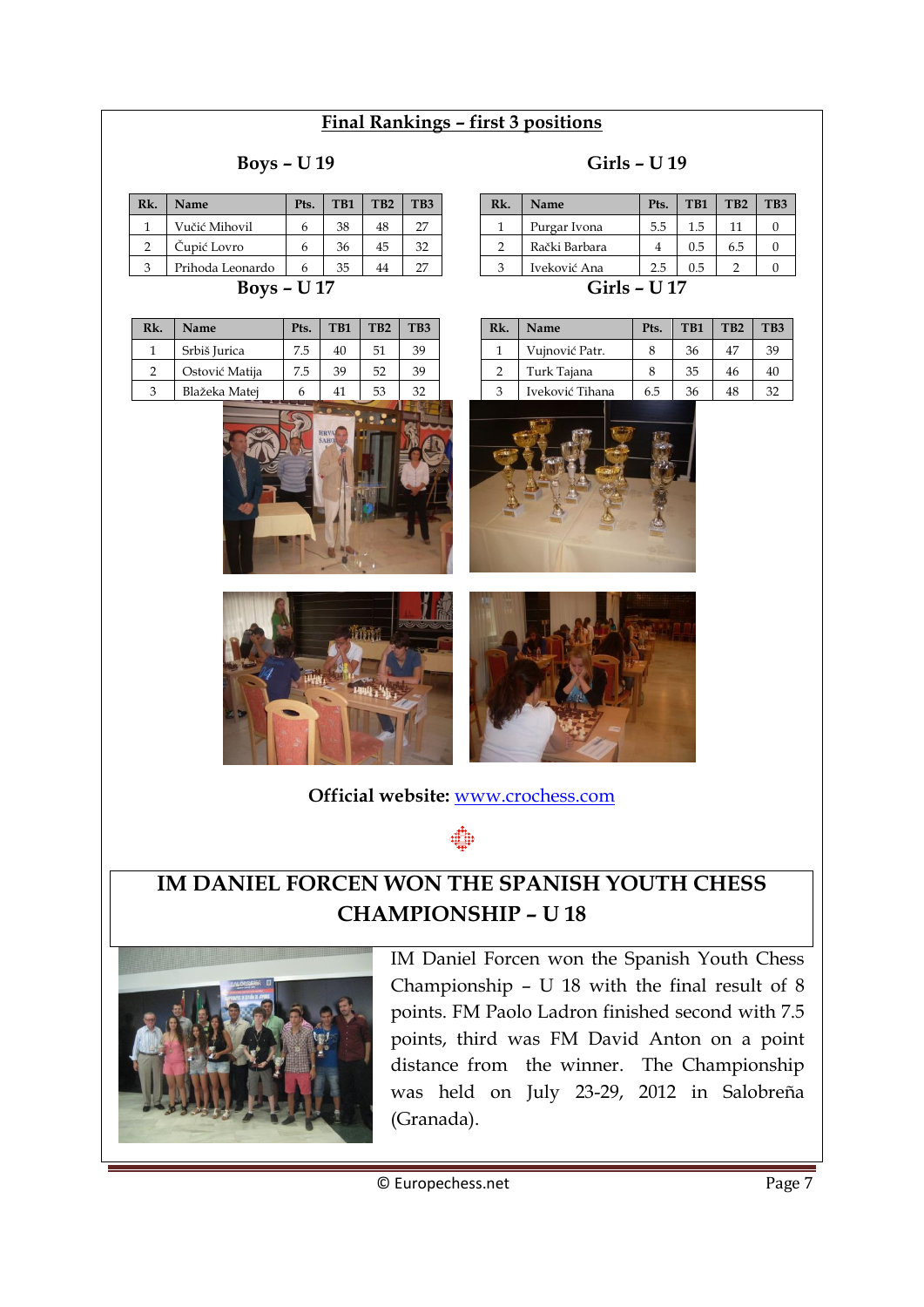## Final Rankings – first 3 positions

### Boys – U 19

| Rk. | Name | Pts. | TB1 | TB2 | TB3 |
|---|---|---|---|---|---|
| 1 | Vučić Mihovil | 6 | 38 | 48 | 27 |
| 2 | Čupić Lovro | 6 | 36 | 45 | 32 |
| 3 | Prihoda Leonardo | 6 | 35 | 44 | 27 |

### Girls – U 19

| Rk. | Name | Pts. | TB1 | TB2 | TB3 |
|---|---|---|---|---|---|
| 1 | Purgar Ivona | 5.5 | 1.5 | 11 | 0 |
| 2 | Rački Barbara | 4 | 0.5 | 6.5 | 0 |
| 3 | Iveković Ana | 2.5 | 0.5 | 2 | 0 |

### Boys – U 17

| Rk. | Name | Pts. | TB1 | TB2 | TB3 |
|---|---|---|---|---|---|
| 1 | Srbiš Jurica | 7.5 | 40 | 51 | 39 |
| 2 | Ostović Matija | 7.5 | 39 | 52 | 39 |
| 3 | Blažeka Matej | 6 | 41 | 53 | 32 |

### Girls – U 17

| Rk. | Name | Pts. | TB1 | TB2 | TB3 |
|---|---|---|---|---|---|
| 1 | Vujnović Patr. | 8 | 36 | 47 | 39 |
| 2 | Turk Tajana | 8 | 35 | 46 | 40 |
| 3 | Iveković Tihana | 6.5 | 36 | 48 | 32 |

**Official website:** www.crochess.com

# IM DANIEL FORCEN WON THE SPANISH YOUTH CHESS CHAMPIONSHIP – U 18

IM Daniel Forcen won the Spanish Youth Chess Championship – U 18 with the final result of 8 points. FM Paolo Ladron finished second with 7.5 points, third was FM David Anton on a point distance from the winner. The Championship was held on July 23-29, 2012 in Salobreña (Granada).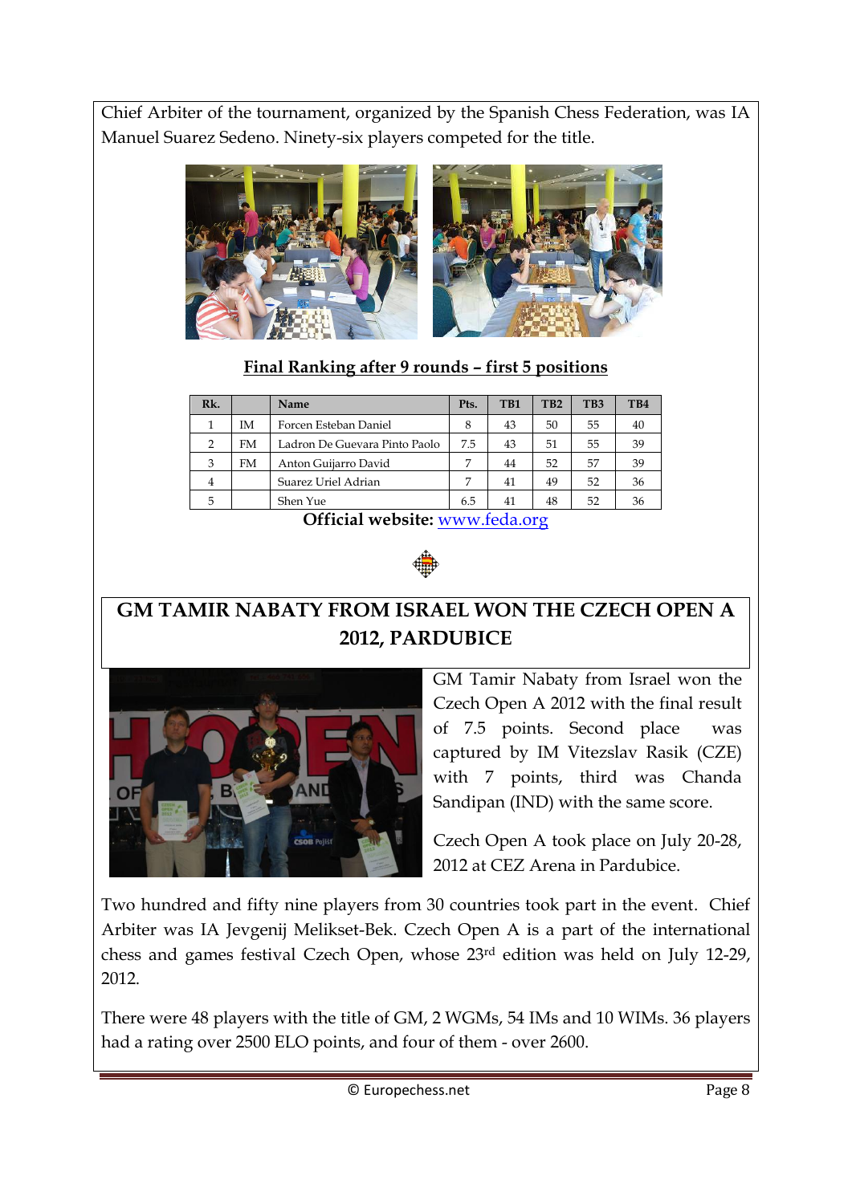Chief Arbiter of the tournament, organized by the Spanish Chess Federation, was IA Manuel Suarez Sedeno. Ninety-six players competed for the title.

**Final Ranking after 9 rounds – first 5 positions**

| Rk. | | Name | Pts. | TB1 | TB2 | TB3 | TB4 |
|---|---|---|---|---|---|---|---|
| 1 | IM | Forcen Esteban Daniel | 8 | 43 | 50 | 55 | 40 |
| 2 | FM | Ladron De Guevara Pinto Paolo | 7.5 | 43 | 51 | 55 | 39 |
| 3 | FM | Anton Guijarro David | 7 | 44 | 52 | 57 | 39 |
| 4 | | Suarez Uriel Adrian | 7 | 41 | 49 | 52 | 36 |
| 5 | | Shen Yue | 6.5 | 41 | 48 | 52 | 36 |

**Official website:** www.feda.org

## GM TAMIR NABATY FROM ISRAEL WON THE CZECH OPEN A 2012, PARDUBICE

GM Tamir Nabaty from Israel won the Czech Open A 2012 with the final result of 7.5 points. Second place was captured by IM Vitezslav Rasik (CZE) with 7 points, third was Chanda Sandipan (IND) with the same score.

Czech Open A took place on July 20-28, 2012 at CEZ Arena in Pardubice.

Two hundred and fifty nine players from 30 countries took part in the event. Chief Arbiter was IA Jevgenij Melikset-Bek. Czech Open A is a part of the international chess and games festival Czech Open, whose 23rd edition was held on July 12-29, 2012.

There were 48 players with the title of GM, 2 WGMs, 54 IMs and 10 WIMs. 36 players had a rating over 2500 ELO points, and four of them - over 2600.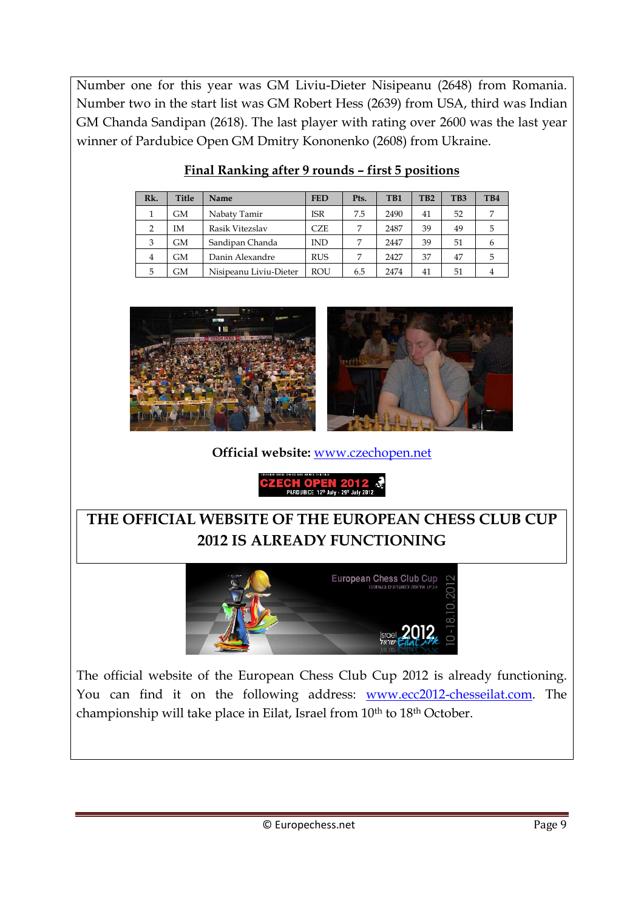Number one for this year was GM Liviu-Dieter Nisipeanu (2648) from Romania. Number two in the start list was GM Robert Hess (2639) from USA, third was Indian GM Chanda Sandipan (2618). The last player with rating over 2600 was the last year winner of Pardubice Open GM Dmitry Kononenko (2608) from Ukraine.

**Final Ranking after 9 rounds – first 5 positions**

| Rk. | Title | Name | FED | Pts. | TB1 | TB2 | TB3 | TB4 |
|---|---|---|---|---|---|---|---|---|
| 1 | GM | Nabaty Tamir | ISR | 7.5 | 2490 | 41 | 52 | 7 |
| 2 | IM | Rasik Vitezslav | CZE | 7 | 2487 | 39 | 49 | 5 |
| 3 | GM | Sandipan Chanda | IND | 7 | 2447 | 39 | 51 | 6 |
| 4 | GM | Danin Alexandre | RUS | 7 | 2427 | 37 | 47 | 5 |
| 5 | GM | Nisipeanu Liviu-Dieter | ROU | 6.5 | 2474 | 41 | 51 | 4 |

**Official website:** www.czechopen.net

## THE OFFICIAL WEBSITE OF THE EUROPEAN CHESS CLUB CUP 2012 IS ALREADY FUNCTIONING

The official website of the European Chess Club Cup 2012 is already functioning. You can find it on the following address: www.ecc2012-chesseilat.com. The championship will take place in Eilat, Israel from 10th to 18th October.